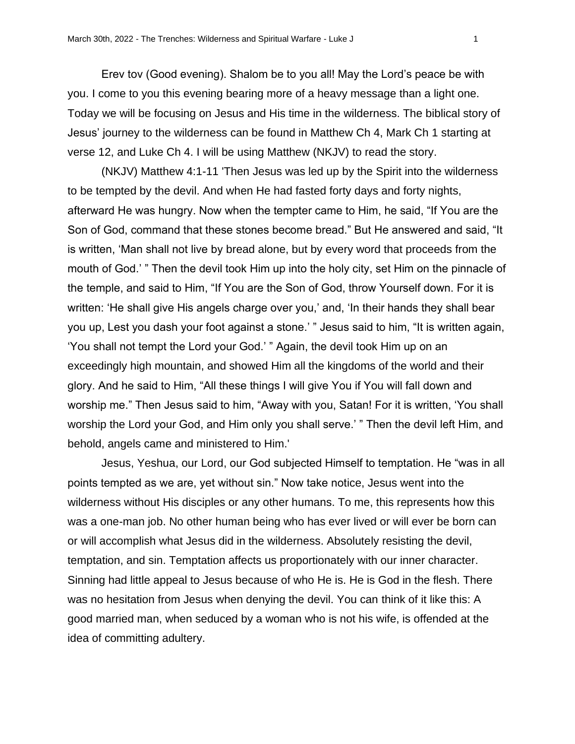Erev tov (Good evening). Shalom be to you all! May the Lord's peace be with you. I come to you this evening bearing more of a heavy message than a light one. Today we will be focusing on Jesus and His time in the wilderness. The biblical story of Jesus' journey to the wilderness can be found in Matthew Ch 4, Mark Ch 1 starting at verse 12, and Luke Ch 4. I will be using Matthew (NKJV) to read the story.

(NKJV) Matthew 4:1-11 'Then Jesus was led up by the Spirit into the wilderness to be tempted by the devil. And when He had fasted forty days and forty nights, afterward He was hungry. Now when the tempter came to Him, he said, "If You are the Son of God, command that these stones become bread." But He answered and said, "It is written, 'Man shall not live by bread alone, but by every word that proceeds from the mouth of God.' " Then the devil took Him up into the holy city, set Him on the pinnacle of the temple, and said to Him, "If You are the Son of God, throw Yourself down. For it is written: 'He shall give His angels charge over you,' and, 'In their hands they shall bear you up, Lest you dash your foot against a stone.' " Jesus said to him, "It is written again, 'You shall not tempt the Lord your God.' " Again, the devil took Him up on an exceedingly high mountain, and showed Him all the kingdoms of the world and their glory. And he said to Him, "All these things I will give You if You will fall down and worship me." Then Jesus said to him, "Away with you, Satan! For it is written, 'You shall worship the Lord your God, and Him only you shall serve.' " Then the devil left Him, and behold, angels came and ministered to Him.'

Jesus, Yeshua, our Lord, our God subjected Himself to temptation. He "was in all points tempted as we are, yet without sin." Now take notice, Jesus went into the wilderness without His disciples or any other humans. To me, this represents how this was a one-man job. No other human being who has ever lived or will ever be born can or will accomplish what Jesus did in the wilderness. Absolutely resisting the devil, temptation, and sin. Temptation affects us proportionately with our inner character. Sinning had little appeal to Jesus because of who He is. He is God in the flesh. There was no hesitation from Jesus when denying the devil. You can think of it like this: A good married man, when seduced by a woman who is not his wife, is offended at the idea of committing adultery.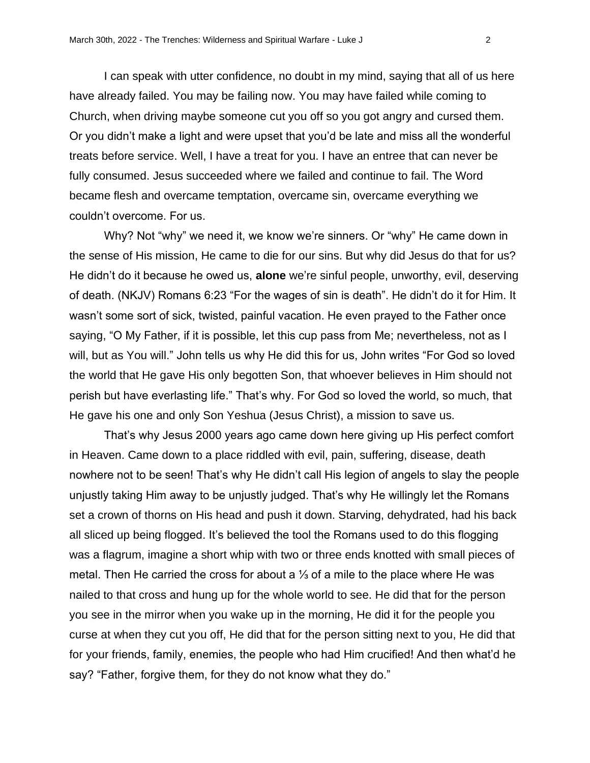I can speak with utter confidence, no doubt in my mind, saying that all of us here have already failed. You may be failing now. You may have failed while coming to Church, when driving maybe someone cut you off so you got angry and cursed them. Or you didn't make a light and were upset that you'd be late and miss all the wonderful treats before service. Well, I have a treat for you. I have an entree that can never be fully consumed. Jesus succeeded where we failed and continue to fail. The Word became flesh and overcame temptation, overcame sin, overcame everything we couldn't overcome. For us.

Why? Not "why" we need it, we know we're sinners. Or "why" He came down in the sense of His mission, He came to die for our sins. But why did Jesus do that for us? He didn't do it because he owed us, **alone** we're sinful people, unworthy, evil, deserving of death. (NKJV) Romans 6:23 "For the wages of sin is death". He didn't do it for Him. It wasn't some sort of sick, twisted, painful vacation. He even prayed to the Father once saying, "O My Father, if it is possible, let this cup pass from Me; nevertheless, not as I will, but as You will." John tells us why He did this for us, John writes "For God so loved the world that He gave His only begotten Son, that whoever believes in Him should not perish but have everlasting life." That's why. For God so loved the world, so much, that He gave his one and only Son Yeshua (Jesus Christ), a mission to save us.

That's why Jesus 2000 years ago came down here giving up His perfect comfort in Heaven. Came down to a place riddled with evil, pain, suffering, disease, death nowhere not to be seen! That's why He didn't call His legion of angels to slay the people unjustly taking Him away to be unjustly judged. That's why He willingly let the Romans set a crown of thorns on His head and push it down. Starving, dehydrated, had his back all sliced up being flogged. It's believed the tool the Romans used to do this flogging was a flagrum, imagine a short whip with two or three ends knotted with small pieces of metal. Then He carried the cross for about a ⅓ of a mile to the place where He was nailed to that cross and hung up for the whole world to see. He did that for the person you see in the mirror when you wake up in the morning, He did it for the people you curse at when they cut you off, He did that for the person sitting next to you, He did that for your friends, family, enemies, the people who had Him crucified! And then what'd he say? "Father, forgive them, for they do not know what they do."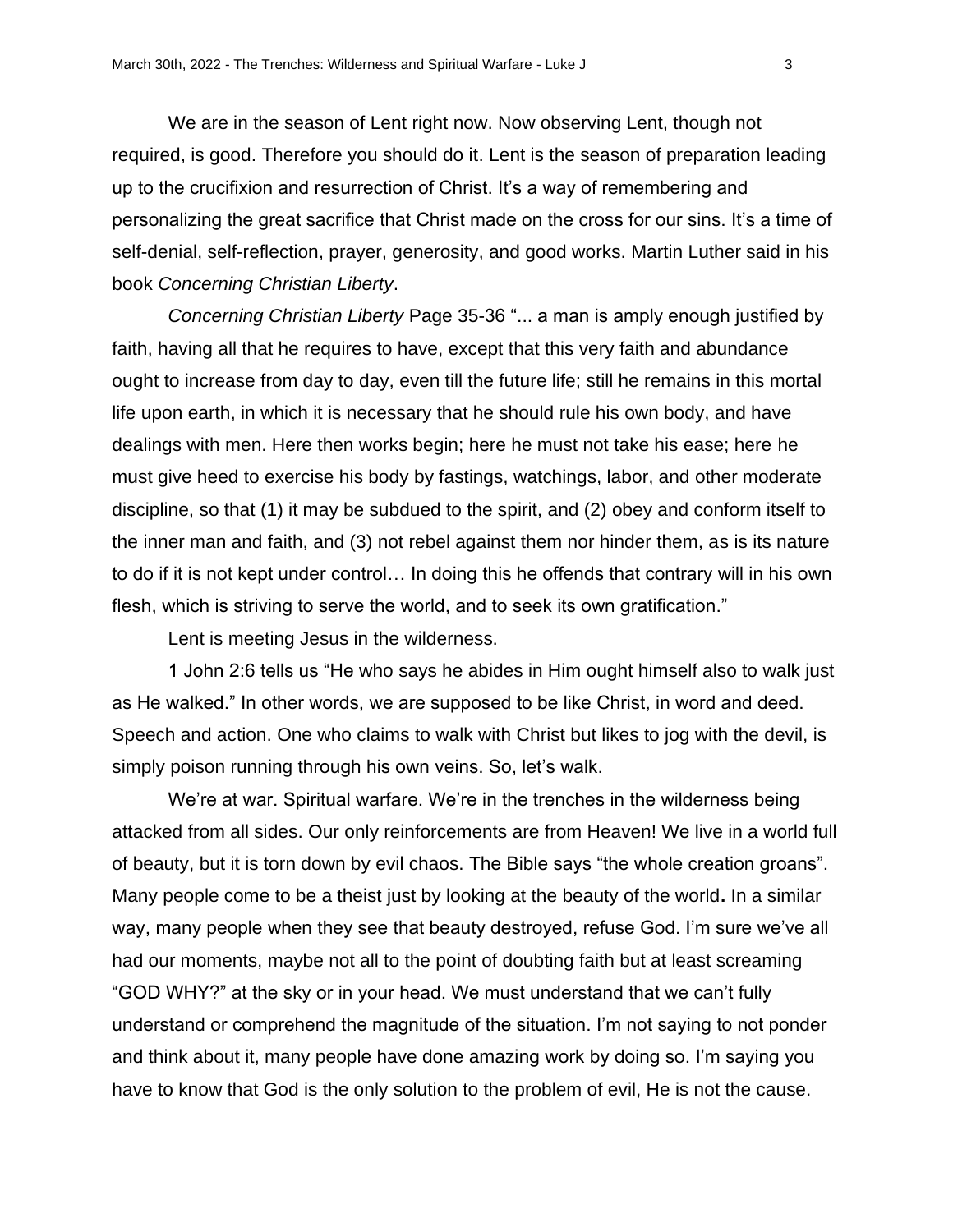We are in the season of Lent right now. Now observing Lent, though not required, is good. Therefore you should do it. Lent is the season of preparation leading up to the crucifixion and resurrection of Christ. It's a way of remembering and personalizing the great sacrifice that Christ made on the cross for our sins. It's a time of self-denial, self-reflection, prayer, generosity, and good works. Martin Luther said in his book *Concerning Christian Liberty*.

*Concerning Christian Liberty* Page 35-36 "... a man is amply enough justified by faith, having all that he requires to have, except that this very faith and abundance ought to increase from day to day, even till the future life; still he remains in this mortal life upon earth, in which it is necessary that he should rule his own body, and have dealings with men. Here then works begin; here he must not take his ease; here he must give heed to exercise his body by fastings, watchings, labor, and other moderate discipline, so that (1) it may be subdued to the spirit, and (2) obey and conform itself to the inner man and faith, and (3) not rebel against them nor hinder them, as is its nature to do if it is not kept under control… In doing this he offends that contrary will in his own flesh, which is striving to serve the world, and to seek its own gratification."

Lent is meeting Jesus in the wilderness.

1 John 2:6 tells us "He who says he abides in Him ought himself also to walk just as He walked." In other words, we are supposed to be like Christ, in word and deed. Speech and action. One who claims to walk with Christ but likes to jog with the devil, is simply poison running through his own veins. So, let's walk.

We're at war. Spiritual warfare. We're in the trenches in the wilderness being attacked from all sides. Our only reinforcements are from Heaven! We live in a world full of beauty, but it is torn down by evil chaos. The Bible says "the whole creation groans". Many people come to be a theist just by looking at the beauty of the world**.** In a similar way, many people when they see that beauty destroyed, refuse God. I'm sure we've all had our moments, maybe not all to the point of doubting faith but at least screaming "GOD WHY?" at the sky or in your head. We must understand that we can't fully understand or comprehend the magnitude of the situation. I'm not saying to not ponder and think about it, many people have done amazing work by doing so. I'm saying you have to know that God is the only solution to the problem of evil, He is not the cause.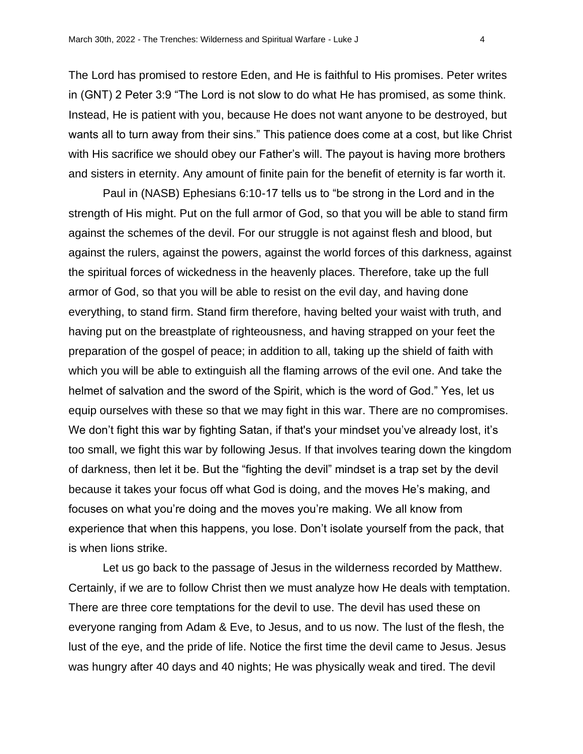The Lord has promised to restore Eden, and He is faithful to His promises. Peter writes in (GNT) 2 Peter 3:9 “The Lord is not slow to do what He has promised, as some think. Instead, He is patient with you, because He does not want anyone to be destroyed, but wants all to turn away from their sins.” This patience does come at a cost, but like Christ with His sacrifice we should obey our Father’s will. The payout is having more brothers and sisters in eternity. Any amount of finite pain for the benefit of eternity is far worth it.

Paul in (NASB) Ephesians 6:10-17 tells us to “be strong in the Lord and in the strength of His might. Put on the full armor of God, so that you will be able to stand firm against the schemes of the devil. For our struggle is not against flesh and blood, but against the rulers, against the powers, against the world forces of this darkness, against the spiritual forces of wickedness in the heavenly places. Therefore, take up the full armor of God, so that you will be able to resist on the evil day, and having done everything, to stand firm. Stand firm therefore, having belted your waist with truth, and having put on the breastplate of righteousness, and having strapped on your feet the preparation of the gospel of peace; in addition to all, taking up the shield of faith with which you will be able to extinguish all the flaming arrows of the evil one. And take the helmet of salvation and the sword of the Spirit, which is the word of God.” Yes, let us equip ourselves with these so that we may fight in this war. There are no compromises. We don’t fight this war by fighting Satan, if that's your mindset you’ve already lost, it’s too small, we fight this war by following Jesus. If that involves tearing down the kingdom of darkness, then let it be. But the “fighting the devil” mindset is a trap set by the devil because it takes your focus off what God is doing, and the moves He’s making, and focuses on what you’re doing and the moves you’re making. We all know from experience that when this happens, you lose. Don’t isolate yourself from the pack, that is when lions strike.

Let us go back to the passage of Jesus in the wilderness recorded by Matthew. Certainly, if we are to follow Christ then we must analyze how He deals with temptation. There are three core temptations for the devil to use. The devil has used these on everyone ranging from Adam & Eve, to Jesus, and to us now. The lust of the flesh, the lust of the eye, and the pride of life. Notice the first time the devil came to Jesus. Jesus was hungry after 40 days and 40 nights; He was physically weak and tired. The devil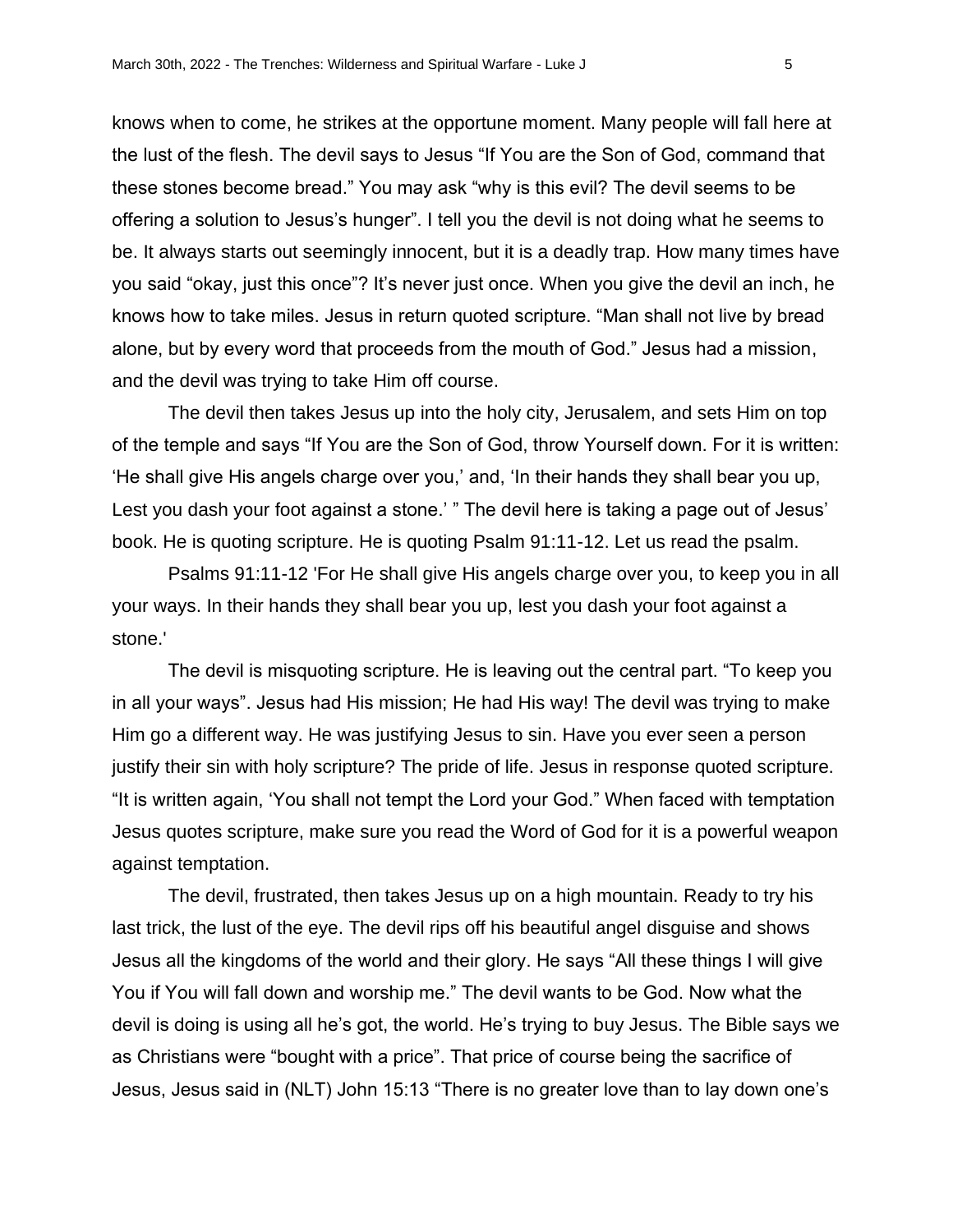knows when to come, he strikes at the opportune moment. Many people will fall here at the lust of the flesh. The devil says to Jesus "If You are the Son of God, command that these stones become bread." You may ask "why is this evil? The devil seems to be offering a solution to Jesus's hunger". I tell you the devil is not doing what he seems to be. It always starts out seemingly innocent, but it is a deadly trap. How many times have you said "okay, just this once"? It's never just once. When you give the devil an inch, he knows how to take miles. Jesus in return quoted scripture. "Man shall not live by bread alone, but by every word that proceeds from the mouth of God." Jesus had a mission, and the devil was trying to take Him off course.

The devil then takes Jesus up into the holy city, Jerusalem, and sets Him on top of the temple and says "If You are the Son of God, throw Yourself down. For it is written: 'He shall give His angels charge over you,' and, 'In their hands they shall bear you up, Lest you dash your foot against a stone.' " The devil here is taking a page out of Jesus' book. He is quoting scripture. He is quoting Psalm 91:11-12. Let us read the psalm.

Psalms 91:11-12 'For He shall give His angels charge over you, to keep you in all your ways. In their hands they shall bear you up, lest you dash your foot against a stone.'

The devil is misquoting scripture. He is leaving out the central part. "To keep you in all your ways". Jesus had His mission; He had His way! The devil was trying to make Him go a different way. He was justifying Jesus to sin. Have you ever seen a person justify their sin with holy scripture? The pride of life. Jesus in response quoted scripture. "It is written again, 'You shall not tempt the Lord your God." When faced with temptation Jesus quotes scripture, make sure you read the Word of God for it is a powerful weapon against temptation.

The devil, frustrated, then takes Jesus up on a high mountain. Ready to try his last trick, the lust of the eye. The devil rips off his beautiful angel disguise and shows Jesus all the kingdoms of the world and their glory. He says "All these things I will give You if You will fall down and worship me." The devil wants to be God. Now what the devil is doing is using all he's got, the world. He's trying to buy Jesus. The Bible says we as Christians were "bought with a price". That price of course being the sacrifice of Jesus, Jesus said in (NLT) John 15:13 "There is no greater love than to lay down one's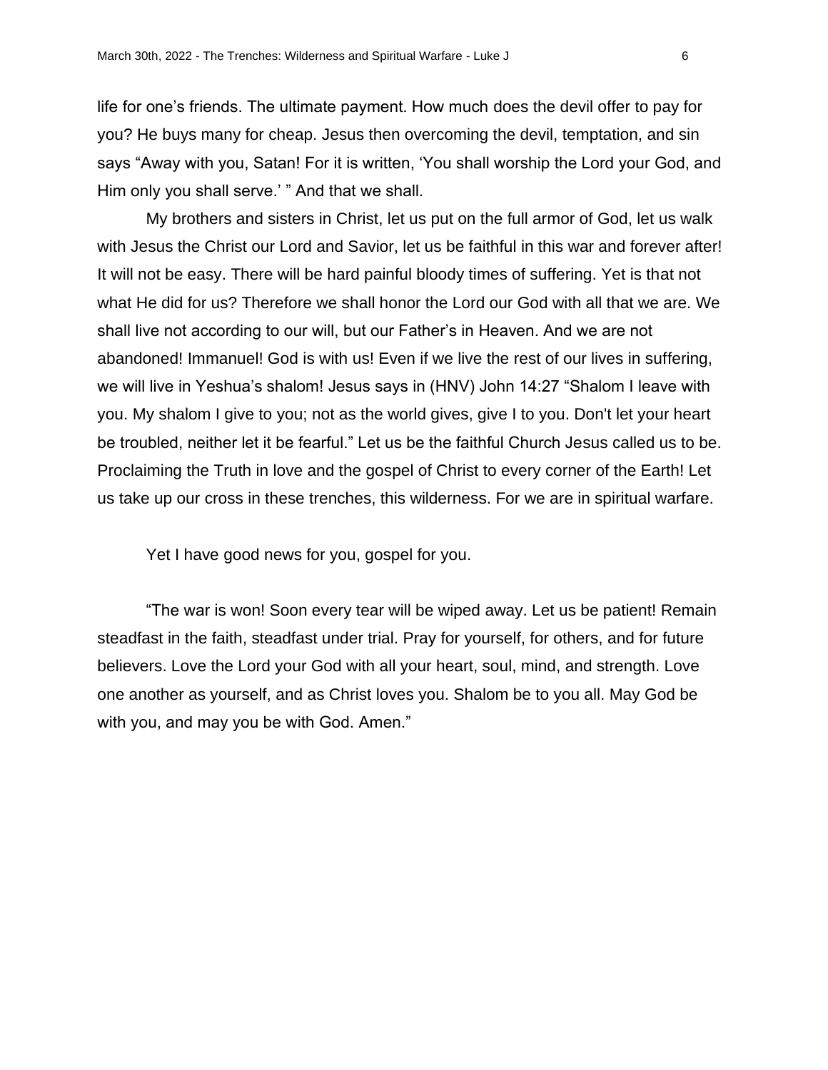life for one's friends. The ultimate payment. How much does the devil offer to pay for you? He buys many for cheap. Jesus then overcoming the devil, temptation, and sin says "Away with you, Satan! For it is written, 'You shall worship the Lord your God, and Him only you shall serve.' " And that we shall.

My brothers and sisters in Christ, let us put on the full armor of God, let us walk with Jesus the Christ our Lord and Savior, let us be faithful in this war and forever after! It will not be easy. There will be hard painful bloody times of suffering. Yet is that not what He did for us? Therefore we shall honor the Lord our God with all that we are. We shall live not according to our will, but our Father's in Heaven. And we are not abandoned! Immanuel! God is with us! Even if we live the rest of our lives in suffering, we will live in Yeshua's shalom! Jesus says in (HNV) John 14:27 "Shalom I leave with you. My shalom I give to you; not as the world gives, give I to you. Don't let your heart be troubled, neither let it be fearful." Let us be the faithful Church Jesus called us to be. Proclaiming the Truth in love and the gospel of Christ to every corner of the Earth! Let us take up our cross in these trenches, this wilderness. For we are in spiritual warfare.

Yet I have good news for you, gospel for you.

"The war is won! Soon every tear will be wiped away. Let us be patient! Remain steadfast in the faith, steadfast under trial. Pray for yourself, for others, and for future believers. Love the Lord your God with all your heart, soul, mind, and strength. Love one another as yourself, and as Christ loves you. Shalom be to you all. May God be with you, and may you be with God. Amen."